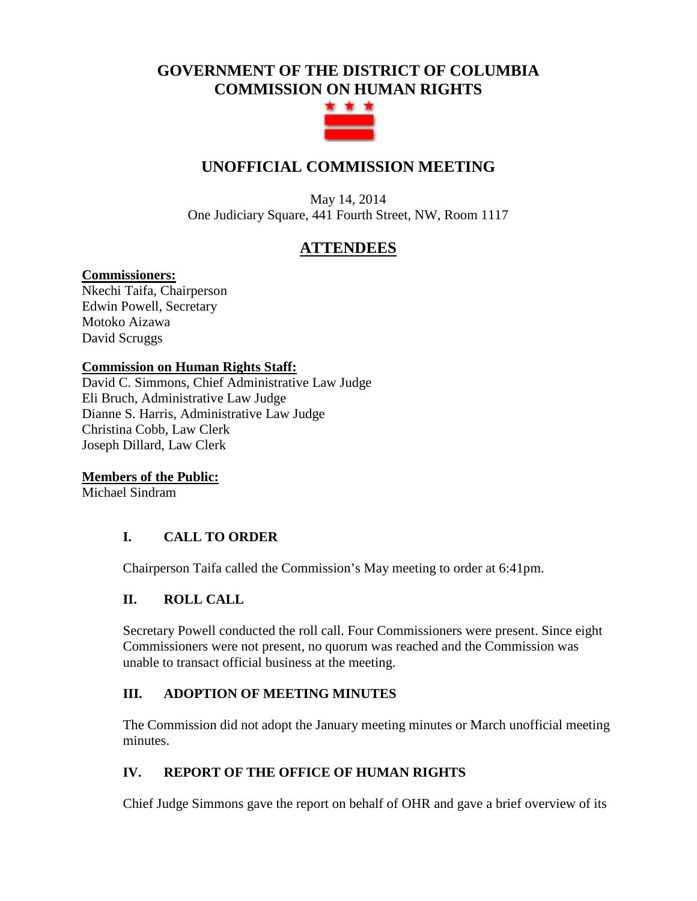# GOVERNMENT OF THE DISTRICT OF COLUMBIA
# COMMISSION ON HUMAN RIGHTS

## UNOFFICIAL COMMISSION MEETING

May 14, 2014
One Judiciary Square, 441 Fourth Street, NW, Room 1117

## ATTENDEES

**Commissioners:**
Nkechi Taifa, Chairperson
Edwin Powell, Secretary
Motoko Aizawa
David Scruggs

**Commission on Human Rights Staff:**
David C. Simmons, Chief Administrative Law Judge
Eli Bruch, Administrative Law Judge
Dianne S. Harris, Administrative Law Judge
Christina Cobb, Law Clerk
Joseph Dillard, Law Clerk

**Members of the Public:**
Michael Sindram

### I. CALL TO ORDER

Chairperson Taifa called the Commission's May meeting to order at 6:41pm.

### II. ROLL CALL

Secretary Powell conducted the roll call. Four Commissioners were present. Since eight Commissioners were not present, no quorum was reached and the Commission was unable to transact official business at the meeting.

### III. ADOPTION OF MEETING MINUTES

The Commission did not adopt the January meeting minutes or March unofficial meeting minutes.

### IV. REPORT OF THE OFFICE OF HUMAN RIGHTS

Chief Judge Simmons gave the report on behalf of OHR and gave a brief overview of its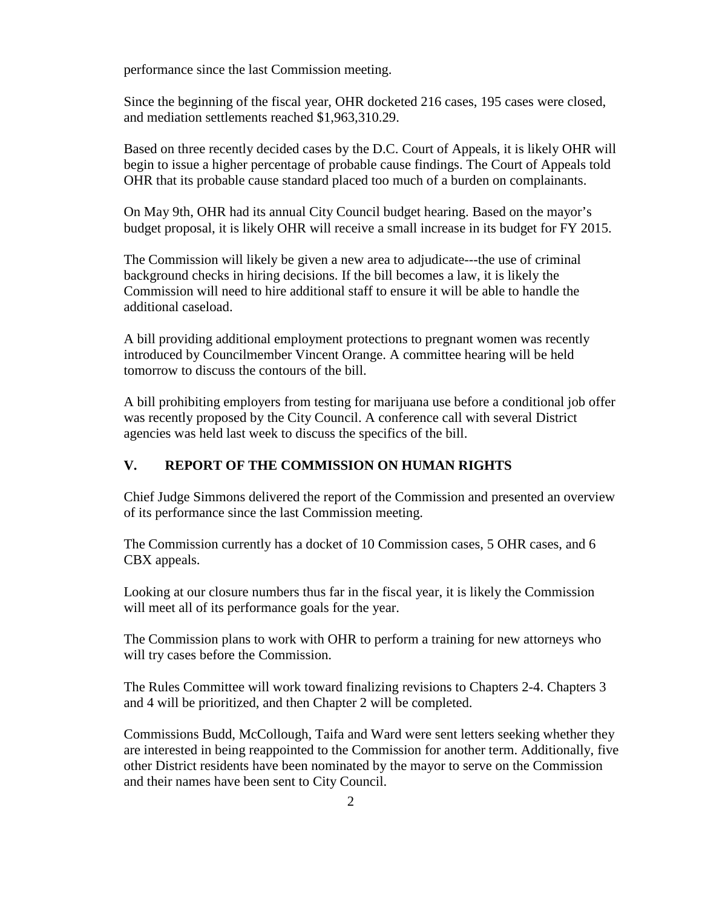performance since the last Commission meeting.

Since the beginning of the fiscal year, OHR docketed 216 cases, 195 cases were closed, and mediation settlements reached $1,963,310.29.

Based on three recently decided cases by the D.C. Court of Appeals, it is likely OHR will begin to issue a higher percentage of probable cause findings. The Court of Appeals told OHR that its probable cause standard placed too much of a burden on complainants.

On May 9th, OHR had its annual City Council budget hearing. Based on the mayor's budget proposal, it is likely OHR will receive a small increase in its budget for FY 2015.

The Commission will likely be given a new area to adjudicate---the use of criminal background checks in hiring decisions. If the bill becomes a law, it is likely the Commission will need to hire additional staff to ensure it will be able to handle the additional caseload.

A bill providing additional employment protections to pregnant women was recently introduced by Councilmember Vincent Orange. A committee hearing will be held tomorrow to discuss the contours of the bill.

A bill prohibiting employers from testing for marijuana use before a conditional job offer was recently proposed by the City Council. A conference call with several District agencies was held last week to discuss the specifics of the bill.

## V. REPORT OF THE COMMISSION ON HUMAN RIGHTS

Chief Judge Simmons delivered the report of the Commission and presented an overview of its performance since the last Commission meeting.

The Commission currently has a docket of 10 Commission cases, 5 OHR cases, and 6 CBX appeals.

Looking at our closure numbers thus far in the fiscal year, it is likely the Commission will meet all of its performance goals for the year.

The Commission plans to work with OHR to perform a training for new attorneys who will try cases before the Commission.

The Rules Committee will work toward finalizing revisions to Chapters 2-4. Chapters 3 and 4 will be prioritized, and then Chapter 2 will be completed.

Commissions Budd, McCollough, Taifa and Ward were sent letters seeking whether they are interested in being reappointed to the Commission for another term. Additionally, five other District residents have been nominated by the mayor to serve on the Commission and their names have been sent to City Council.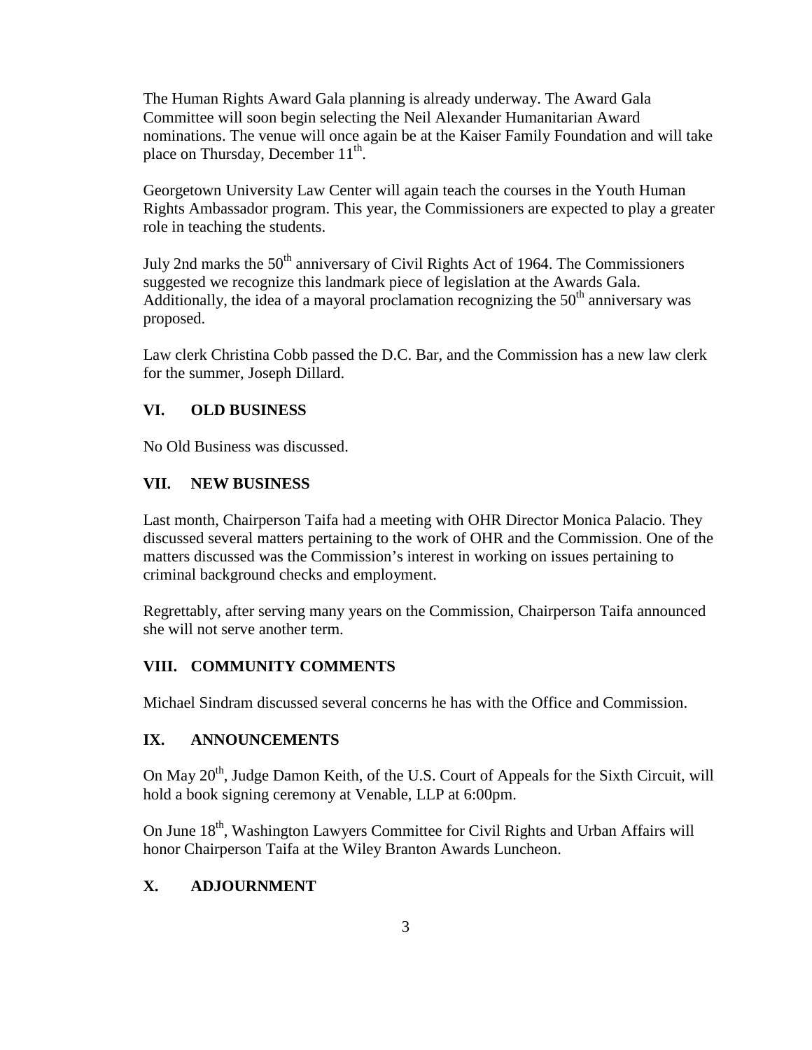The Human Rights Award Gala planning is already underway. The Award Gala Committee will soon begin selecting the Neil Alexander Humanitarian Award nominations. The venue will once again be at the Kaiser Family Foundation and will take place on Thursday, December 11th.

Georgetown University Law Center will again teach the courses in the Youth Human Rights Ambassador program. This year, the Commissioners are expected to play a greater role in teaching the students.

July 2nd marks the 50th anniversary of Civil Rights Act of 1964. The Commissioners suggested we recognize this landmark piece of legislation at the Awards Gala. Additionally, the idea of a mayoral proclamation recognizing the 50th anniversary was proposed.

Law clerk Christina Cobb passed the D.C. Bar, and the Commission has a new law clerk for the summer, Joseph Dillard.

## VI. OLD BUSINESS

No Old Business was discussed.

## VII. NEW BUSINESS

Last month, Chairperson Taifa had a meeting with OHR Director Monica Palacio. They discussed several matters pertaining to the work of OHR and the Commission. One of the matters discussed was the Commission's interest in working on issues pertaining to criminal background checks and employment.

Regrettably, after serving many years on the Commission, Chairperson Taifa announced she will not serve another term.

## VIII. COMMUNITY COMMENTS

Michael Sindram discussed several concerns he has with the Office and Commission.

## IX. ANNOUNCEMENTS

On May 20th, Judge Damon Keith, of the U.S. Court of Appeals for the Sixth Circuit, will hold a book signing ceremony at Venable, LLP at 6:00pm.

On June 18th, Washington Lawyers Committee for Civil Rights and Urban Affairs will honor Chairperson Taifa at the Wiley Branton Awards Luncheon.

## X. ADJOURNMENT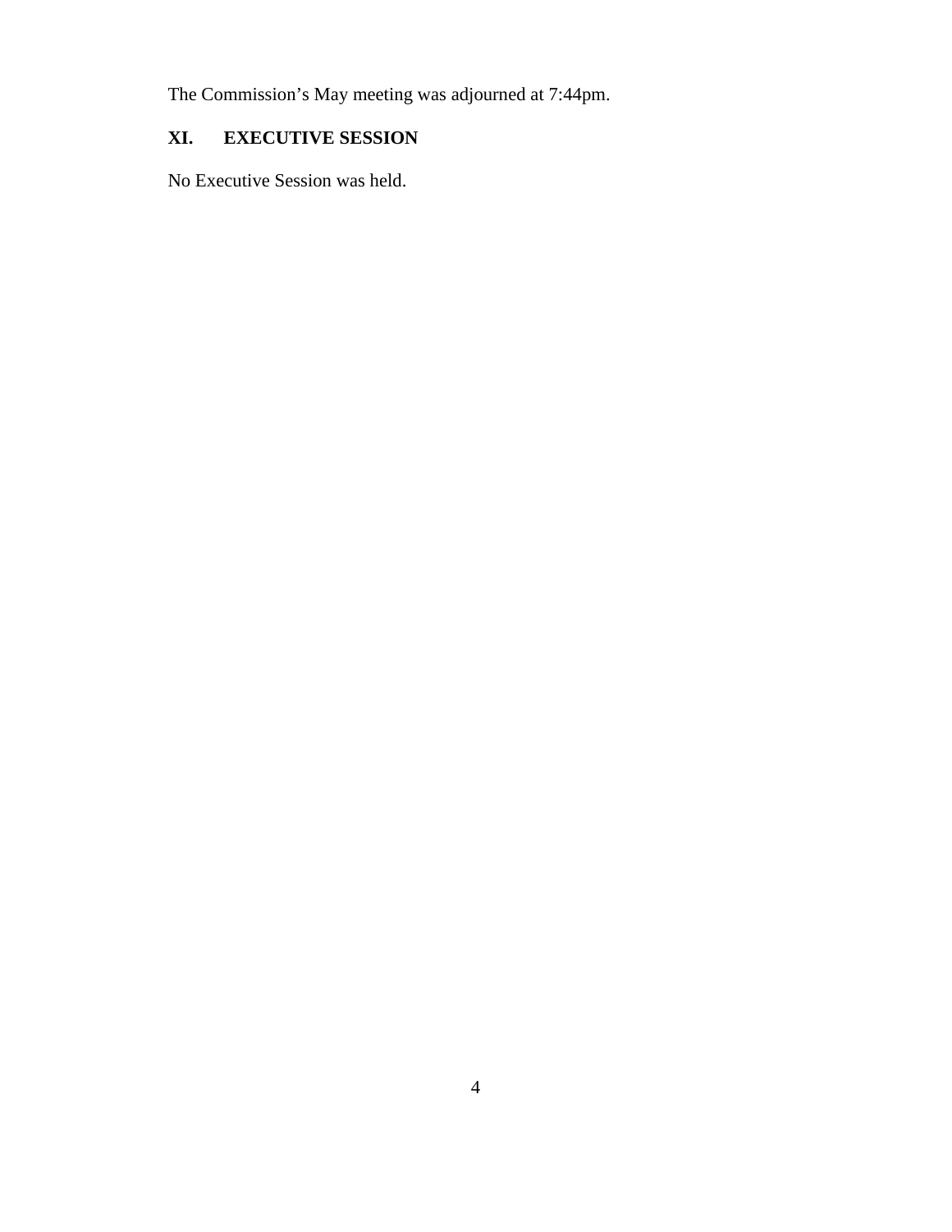The Commission's May meeting was adjourned at 7:44pm.

## XI. EXECUTIVE SESSION

No Executive Session was held.